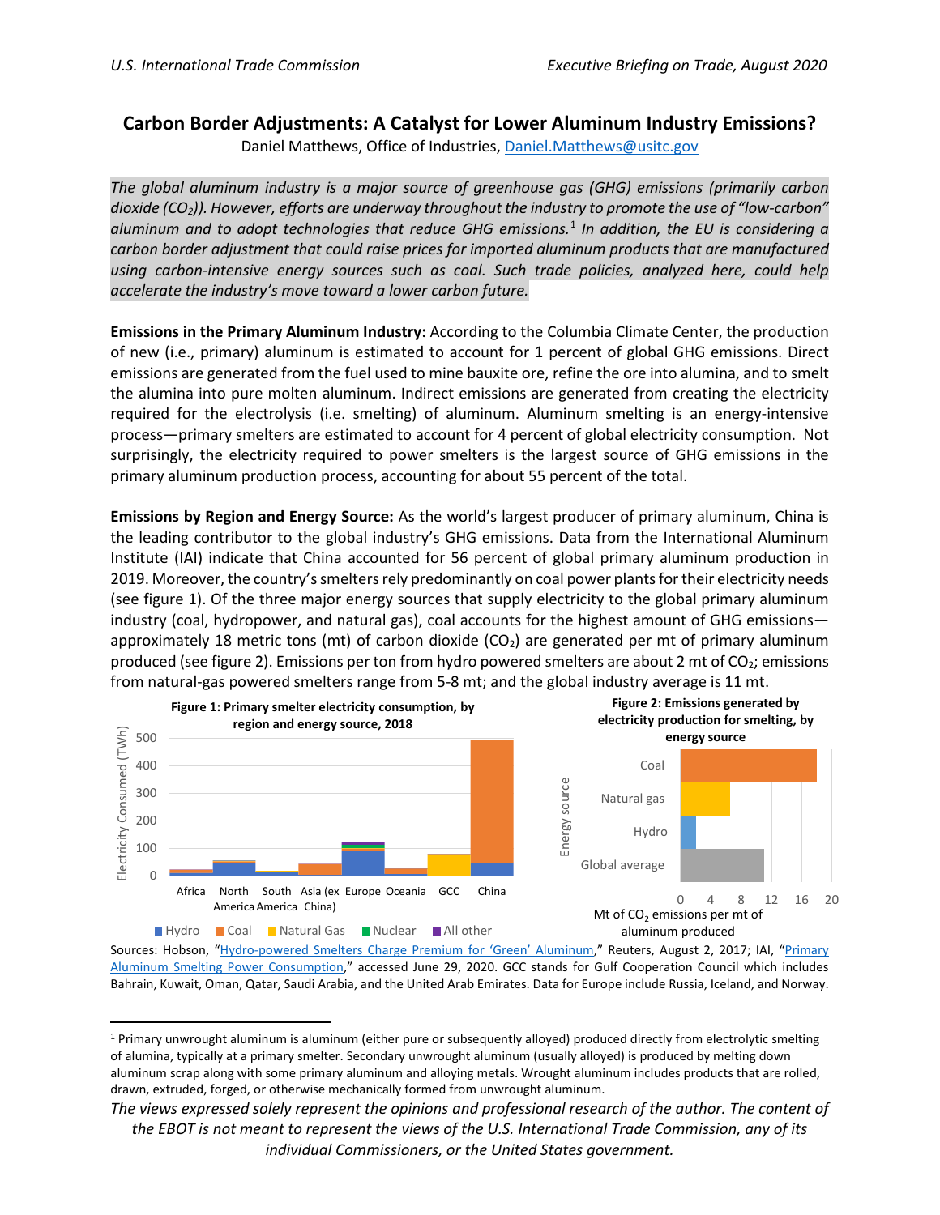# Carbon Border Adjustments: A Catalyst for Lower Aluminum Industry Emissions?

Daniel Matthews, Office of Industries, Daniel.Matthews@usitc.gov

*The global aluminum industry is a major source of greenhouse gas (GHG) emissions (primarily carbon dioxide ($CO_2$)). However, efforts are underway throughout the industry to promote the use of "low-carbon" aluminum and to adopt technologies that reduce GHG emissions.[1] In addition, the EU is considering a carbon border adjustment that could raise prices for imported aluminum products that are manufactured using carbon-intensive energy sources such as coal. Such trade policies, analyzed here, could help accelerate the industry's move toward a lower carbon future.*

**Emissions in the Primary Aluminum Industry:** According to the Columbia Climate Center, the production of new (i.e., primary) aluminum is estimated to account for 1 percent of global GHG emissions. Direct emissions are generated from the fuel used to mine bauxite ore, refine the ore into alumina, and to smelt the alumina into pure molten aluminum. Indirect emissions are generated from creating the electricity required for the electrolysis (i.e. smelting) of aluminum. Aluminum smelting is an energy-intensive process—primary smelters are estimated to account for 4 percent of global electricity consumption. Not surprisingly, the electricity required to power smelters is the largest source of GHG emissions in the primary aluminum production process, accounting for about 55 percent of the total.

**Emissions by Region and Energy Source:** As the world's largest producer of primary aluminum, China is the leading contributor to the global industry's GHG emissions. Data from the International Aluminum Institute (IAI) indicate that China accounted for 56 percent of global primary aluminum production in 2019. Moreover, the country's smelters rely predominantly on coal power plants for their electricity needs (see figure 1). Of the three major energy sources that supply electricity to the global primary aluminum industry (coal, hydropower, and natural gas), coal accounts for the highest amount of GHG emissions—approximately 18 metric tons (mt) of carbon dioxide ($CO_2$) are generated per mt of primary aluminum produced (see figure 2). Emissions per ton from hydro powered smelters are about 2 mt of $CO_2$; emissions from natural-gas powered smelters range from 5-8 mt; and the global industry average is 11 mt.

**Figure 1: Primary smelter electricity consumption, by region and energy source, 2018**

**Figure 2: Emissions generated by electricity production for smelting, by energy source**

Sources: Hobson, "Hydro-powered Smelters Charge Premium for 'Green' Aluminum," Reuters, August 2, 2017; IAI, "Primary Aluminum Smelting Power Consumption," accessed June 29, 2020. GCC stands for Gulf Cooperation Council which includes Bahrain, Kuwait, Oman, Qatar, Saudi Arabia, and the United Arab Emirates. Data for Europe include Russia, Iceland, and Norway.

---

[1] Primary unwrought aluminum is aluminum (either pure or subsequently alloyed) produced directly from electrolytic smelting of alumina, typically at a primary smelter. Secondary unwrought aluminum (usually alloyed) is produced by melting down aluminum scrap along with some primary aluminum and alloying metals. Wrought aluminum includes products that are rolled, drawn, extruded, forged, or otherwise mechanically formed from unwrought aluminum.

*The views expressed solely represent the opinions and professional research of the author. The content of the EBOT is not meant to represent the views of the U.S. International Trade Commission, any of its individual Commissioners, or the United States government.*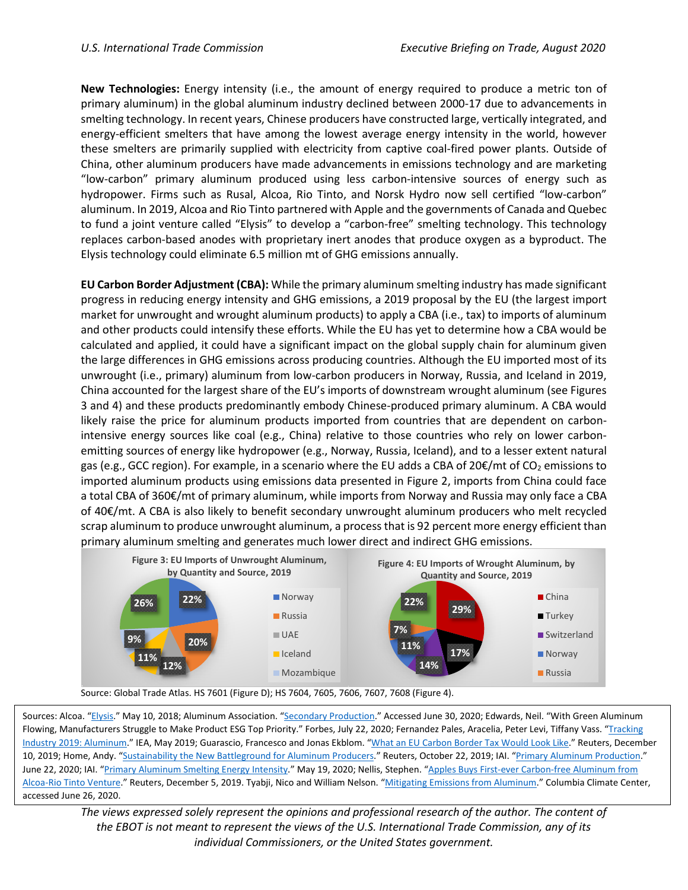**New Technologies:** Energy intensity (i.e., the amount of energy required to produce a metric ton of primary aluminum) in the global aluminum industry declined between 2000-17 due to advancements in smelting technology. In recent years, Chinese producers have constructed large, vertically integrated, and energy-efficient smelters that have among the lowest average energy intensity in the world, however these smelters are primarily supplied with electricity from captive coal-fired power plants. Outside of China, other aluminum producers have made advancements in emissions technology and are marketing "low-carbon" primary aluminum produced using less carbon-intensive sources of energy such as hydropower. Firms such as Rusal, Alcoa, Rio Tinto, and Norsk Hydro now sell certified "low-carbon" aluminum. In 2019, Alcoa and Rio Tinto partnered with Apple and the governments of Canada and Quebec to fund a joint venture called "Elysis" to develop a "carbon-free" smelting technology. This technology replaces carbon-based anodes with proprietary inert anodes that produce oxygen as a byproduct. The Elysis technology could eliminate 6.5 million mt of GHG emissions annually.

**EU Carbon Border Adjustment (CBA):** While the primary aluminum smelting industry has made significant progress in reducing energy intensity and GHG emissions, a 2019 proposal by the EU (the largest import market for unwrought and wrought aluminum products) to apply a CBA (i.e., tax) to imports of aluminum and other products could intensify these efforts. While the EU has yet to determine how a CBA would be calculated and applied, it could have a significant impact on the global supply chain for aluminum given the large differences in GHG emissions across producing countries. Although the EU imported most of its unwrought (i.e., primary) aluminum from low-carbon producers in Norway, Russia, and Iceland in 2019, China accounted for the largest share of the EU's imports of downstream wrought aluminum (see Figures 3 and 4) and these products predominantly embody Chinese-produced primary aluminum. A CBA would likely raise the price for aluminum products imported from countries that are dependent on carbon-intensive energy sources like coal (e.g., China) relative to those countries who rely on lower carbon-emitting sources of energy like hydropower (e.g., Norway, Russia, Iceland), and to a lesser extent natural gas (e.g., GCC region). For example, in a scenario where the EU adds a CBA of 20€/mt of $CO_2$ emissions to imported aluminum products using emissions data presented in Figure 2, imports from China could face a total CBA of 360€/mt of primary aluminum, while imports from Norway and Russia may only face a CBA of 40€/mt. A CBA is also likely to benefit secondary unwrought aluminum producers who melt recycled scrap aluminum to produce unwrought aluminum, a process that is 92 percent more energy efficient than primary aluminum smelting and generates much lower direct and indirect GHG emissions.

**Figure 3: EU Imports of Unwrought Aluminum, by Quantity and Source, 2019**

22%
20%
12%
11%
9%
26%

Norway
Russia
UAE
Iceland
Mozambique

**Figure 4: EU Imports of Wrought Aluminum, by Quantity and Source, 2019**

29%
17%
14%
11%
7%
22%

China
Turkey
Switzerland
Norway
Russia

Source: Global Trade Atlas. HS 7601 (Figure D); HS 7604, 7605, 7606, 7607, 7608 (Figure 4).

Sources: Alcoa. "Elysis." May 10, 2018; Aluminum Association. "Secondary Production." Accessed June 30, 2020; Edwards, Neil. "With Green Aluminum Flowing, Manufacturers Struggle to Make Product ESG Top Priority." Forbes, July 22, 2020; Fernandez Pales, Aracelia, Peter Levi, Tiffany Vass. "Tracking Industry 2019: Aluminum." IEA, May 2019; Guarascio, Francesco and Jonas Ekblom. "What an EU Carbon Border Tax Would Look Like." Reuters, December 10, 2019; Home, Andy. "Sustainability the New Battleground for Aluminum Producers." Reuters, October 22, 2019; IAI. "Primary Aluminum Production." June 22, 2020; IAI. "Primary Aluminum Smelting Energy Intensity." May 19, 2020; Nellis, Stephen. "Apples Buys First-ever Carbon-free Aluminum from Alcoa-Rio Tinto Venture." Reuters, December 5, 2019. Tyabji, Nico and William Nelson. "Mitigating Emissions from Aluminum." Columbia Climate Center, accessed June 26, 2020.

*The views expressed solely represent the opinions and professional research of the author. The content of the EBOT is not meant to represent the views of the U.S. International Trade Commission, any of its individual Commissioners, or the United States government.*